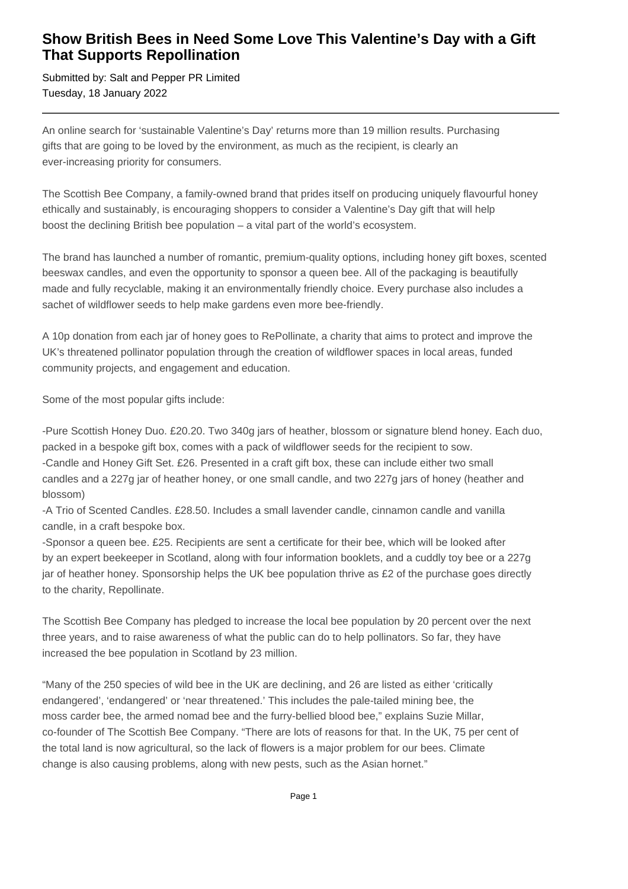# Show British Bees in Need Some Love This Valentine's Day with a Gift That Supports Repollination

Submitted by: Salt and Pepper PR Limited
Tuesday, 18 January 2022

---

An online search for 'sustainable Valentine's Day' returns more than 19 million results. Purchasing gifts that are going to be loved by the environment, as much as the recipient, is clearly an ever-increasing priority for consumers.

The Scottish Bee Company, a family-owned brand that prides itself on producing uniquely flavourful honey ethically and sustainably, is encouraging shoppers to consider a Valentine's Day gift that will help boost the declining British bee population – a vital part of the world's ecosystem.

The brand has launched a number of romantic, premium-quality options, including honey gift boxes, scented beeswax candles, and even the opportunity to sponsor a queen bee. All of the packaging is beautifully made and fully recyclable, making it an environmentally friendly choice. Every purchase also includes a sachet of wildflower seeds to help make gardens even more bee-friendly.

A 10p donation from each jar of honey goes to RePollinate, a charity that aims to protect and improve the UK's threatened pollinator population through the creation of wildflower spaces in local areas, funded community projects, and engagement and education.

Some of the most popular gifts include:

-Pure Scottish Honey Duo. £20.20. Two 340g jars of heather, blossom or signature blend honey. Each duo, packed in a bespoke gift box, comes with a pack of wildflower seeds for the recipient to sow.
-Candle and Honey Gift Set. £26. Presented in a craft gift box, these can include either two small candles and a 227g jar of heather honey, or one small candle, and two 227g jars of honey (heather and blossom)
-A Trio of Scented Candles. £28.50. Includes a small lavender candle, cinnamon candle and vanilla candle, in a craft bespoke box.
-Sponsor a queen bee. £25. Recipients are sent a certificate for their bee, which will be looked after by an expert beekeeper in Scotland, along with four information booklets, and a cuddly toy bee or a 227g jar of heather honey. Sponsorship helps the UK bee population thrive as £2 of the purchase goes directly to the charity, Repollinate.

The Scottish Bee Company has pledged to increase the local bee population by 20 percent over the next three years, and to raise awareness of what the public can do to help pollinators. So far, they have increased the bee population in Scotland by 23 million.

"Many of the 250 species of wild bee in the UK are declining, and 26 are listed as either 'critically endangered', 'endangered' or 'near threatened.' This includes the pale-tailed mining bee, the moss carder bee, the armed nomad bee and the furry-bellied blood bee," explains Suzie Millar, co-founder of The Scottish Bee Company. "There are lots of reasons for that. In the UK, 75 per cent of the total land is now agricultural, so the lack of flowers is a major problem for our bees. Climate change is also causing problems, along with new pests, such as the Asian hornet."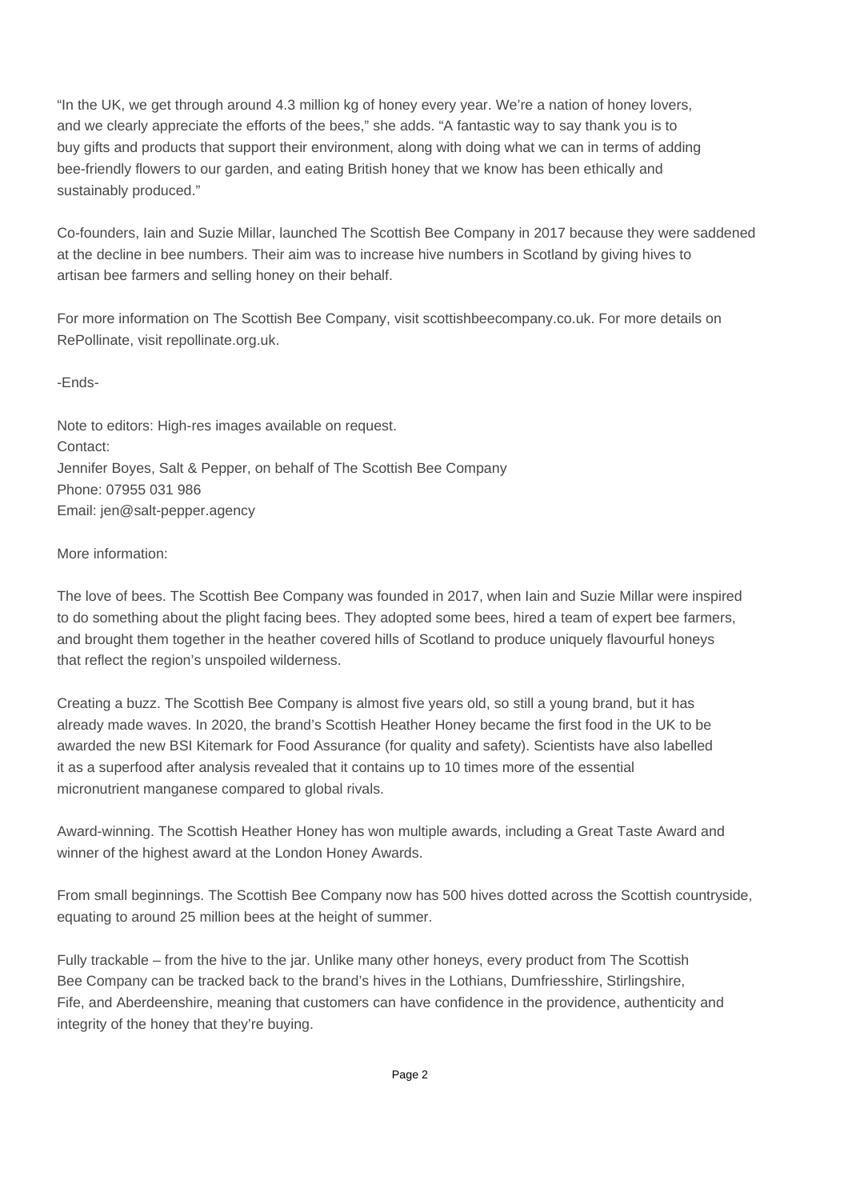"In the UK, we get through around 4.3 million kg of honey every year. We're a nation of honey lovers, and we clearly appreciate the efforts of the bees," she adds. "A fantastic way to say thank you is to buy gifts and products that support their environment, along with doing what we can in terms of adding bee-friendly flowers to our garden, and eating British honey that we know has been ethically and sustainably produced."

Co-founders, Iain and Suzie Millar, launched The Scottish Bee Company in 2017 because they were saddened at the decline in bee numbers. Their aim was to increase hive numbers in Scotland by giving hives to artisan bee farmers and selling honey on their behalf.

For more information on The Scottish Bee Company, visit scottishbeecompany.co.uk. For more details on RePollinate, visit repollinate.org.uk.

-Ends-

Note to editors: High-res images available on request.
Contact:
Jennifer Boyes, Salt & Pepper, on behalf of The Scottish Bee Company
Phone: 07955 031 986
Email: jen@salt-pepper.agency

More information:

The love of bees. The Scottish Bee Company was founded in 2017, when Iain and Suzie Millar were inspired to do something about the plight facing bees. They adopted some bees, hired a team of expert bee farmers, and brought them together in the heather covered hills of Scotland to produce uniquely flavourful honeys that reflect the region's unspoiled wilderness.

Creating a buzz. The Scottish Bee Company is almost five years old, so still a young brand, but it has already made waves. In 2020, the brand's Scottish Heather Honey became the first food in the UK to be awarded the new BSI Kitemark for Food Assurance (for quality and safety). Scientists have also labelled it as a superfood after analysis revealed that it contains up to 10 times more of the essential micronutrient manganese compared to global rivals.

Award-winning. The Scottish Heather Honey has won multiple awards, including a Great Taste Award and winner of the highest award at the London Honey Awards.

From small beginnings. The Scottish Bee Company now has 500 hives dotted across the Scottish countryside, equating to around 25 million bees at the height of summer.

Fully trackable – from the hive to the jar. Unlike many other honeys, every product from The Scottish Bee Company can be tracked back to the brand's hives in the Lothians, Dumfriesshire, Stirlingshire, Fife, and Aberdeenshire, meaning that customers can have confidence in the providence, authenticity and integrity of the honey that they're buying.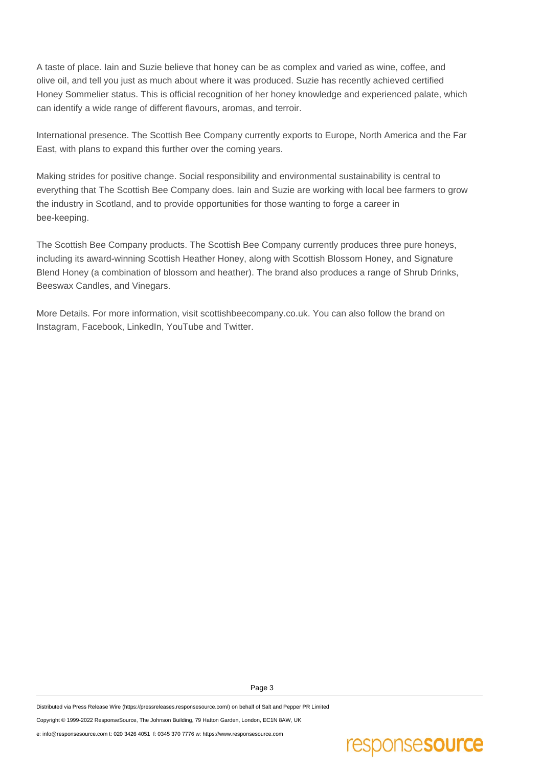A taste of place. Iain and Suzie believe that honey can be as complex and varied as wine, coffee, and olive oil, and tell you just as much about where it was produced. Suzie has recently achieved certified Honey Sommelier status. This is official recognition of her honey knowledge and experienced palate, which can identify a wide range of different flavours, aromas, and terroir.

International presence. The Scottish Bee Company currently exports to Europe, North America and the Far East, with plans to expand this further over the coming years.

Making strides for positive change. Social responsibility and environmental sustainability is central to everything that The Scottish Bee Company does. Iain and Suzie are working with local bee farmers to grow the industry in Scotland, and to provide opportunities for those wanting to forge a career in bee-keeping.

The Scottish Bee Company products. The Scottish Bee Company currently produces three pure honeys, including its award-winning Scottish Heather Honey, along with Scottish Blossom Honey, and Signature Blend Honey (a combination of blossom and heather). The brand also produces a range of Shrub Drinks, Beeswax Candles, and Vinegars.

More Details. For more information, visit scottishbeecompany.co.uk. You can also follow the brand on Instagram, Facebook, LinkedIn, YouTube and Twitter.

Distributed via Press Release Wire (https://pressreleases.responsesource.com/) on behalf of Salt and Pepper PR Limited

Copyright © 1999-2022 ResponseSource, The Johnson Building, 79 Hatton Garden, London, EC1N 8AW, UK

e: info@responsesource.com t: 020 3426 4051 f: 0345 370 7776 w: https://www.responsesource.com